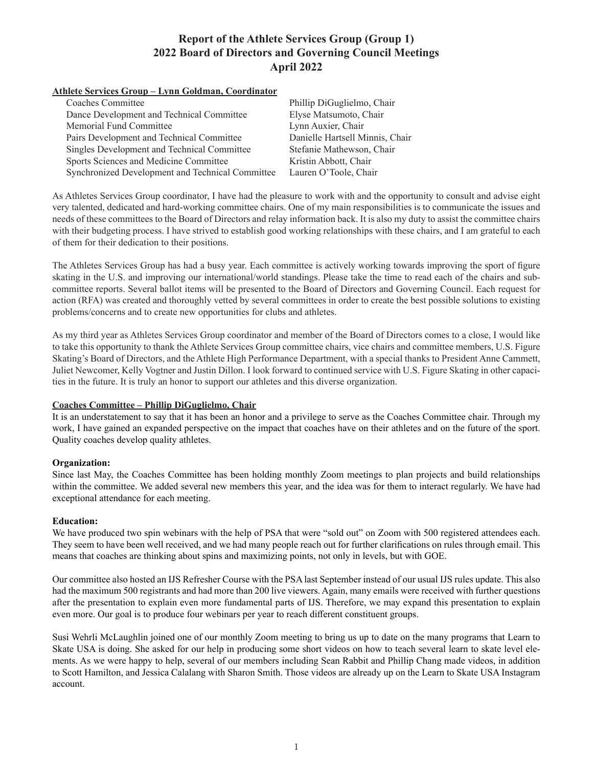# Report of the Athlete Services Group (Group 1)
# 2022 Board of Directors and Governing Council Meetings
# April 2022

**Athlete Services Group – Lynn Goldman, Coordinator**

| Committee | Chair |
|---|---|
| Coaches Committee | Phillip DiGuglielmo, Chair |
| Dance Development and Technical Committee | Elyse Matsumoto, Chair |
| Memorial Fund Committee | Lynn Auxier, Chair |
| Pairs Development and Technical Committee | Danielle Hartsell Minnis, Chair |
| Singles Development and Technical Committee | Stefanie Mathewson, Chair |
| Sports Sciences and Medicine Committee | Kristin Abbott, Chair |
| Synchronized Development and Technical Committee | Lauren O'Toole, Chair |

As Athletes Services Group coordinator, I have had the pleasure to work with and the opportunity to consult and advise eight very talented, dedicated and hard-working committee chairs. One of my main responsibilities is to communicate the issues and needs of these committees to the Board of Directors and relay information back. It is also my duty to assist the committee chairs with their budgeting process. I have strived to establish good working relationships with these chairs, and I am grateful to each of them for their dedication to their positions.

The Athletes Services Group has had a busy year. Each committee is actively working towards improving the sport of figure skating in the U.S. and improving our international/world standings. Please take the time to read each of the chairs and subcommittee reports. Several ballot items will be presented to the Board of Directors and Governing Council. Each request for action (RFA) was created and thoroughly vetted by several committees in order to create the best possible solutions to existing problems/concerns and to create new opportunities for clubs and athletes.

As my third year as Athletes Services Group coordinator and member of the Board of Directors comes to a close, I would like to take this opportunity to thank the Athlete Services Group committee chairs, vice chairs and committee members, U.S. Figure Skating's Board of Directors, and the Athlete High Performance Department, with a special thanks to President Anne Cammett, Juliet Newcomer, Kelly Vogtner and Justin Dillon. I look forward to continued service with U.S. Figure Skating in other capacities in the future. It is truly an honor to support our athletes and this diverse organization.

**Coaches Committee – Phillip DiGuglielmo, Chair**

It is an understatement to say that it has been an honor and a privilege to serve as the Coaches Committee chair. Through my work, I have gained an expanded perspective on the impact that coaches have on their athletes and on the future of the sport. Quality coaches develop quality athletes.

**Organization:**

Since last May, the Coaches Committee has been holding monthly Zoom meetings to plan projects and build relationships within the committee. We added several new members this year, and the idea was for them to interact regularly. We have had exceptional attendance for each meeting.

**Education:**

We have produced two spin webinars with the help of PSA that were "sold out" on Zoom with 500 registered attendees each. They seem to have been well received, and we had many people reach out for further clarifications on rules through email. This means that coaches are thinking about spins and maximizing points, not only in levels, but with GOE.

Our committee also hosted an IJS Refresher Course with the PSA last September instead of our usual IJS rules update. This also had the maximum 500 registrants and had more than 200 live viewers. Again, many emails were received with further questions after the presentation to explain even more fundamental parts of IJS. Therefore, we may expand this presentation to explain even more. Our goal is to produce four webinars per year to reach different constituent groups.

Susi Wehrli McLaughlin joined one of our monthly Zoom meeting to bring us up to date on the many programs that Learn to Skate USA is doing. She asked for our help in producing some short videos on how to teach several learn to skate level elements. As we were happy to help, several of our members including Sean Rabbit and Phillip Chang made videos, in addition to Scott Hamilton, and Jessica Calalang with Sharon Smith. Those videos are already up on the Learn to Skate USA Instagram account.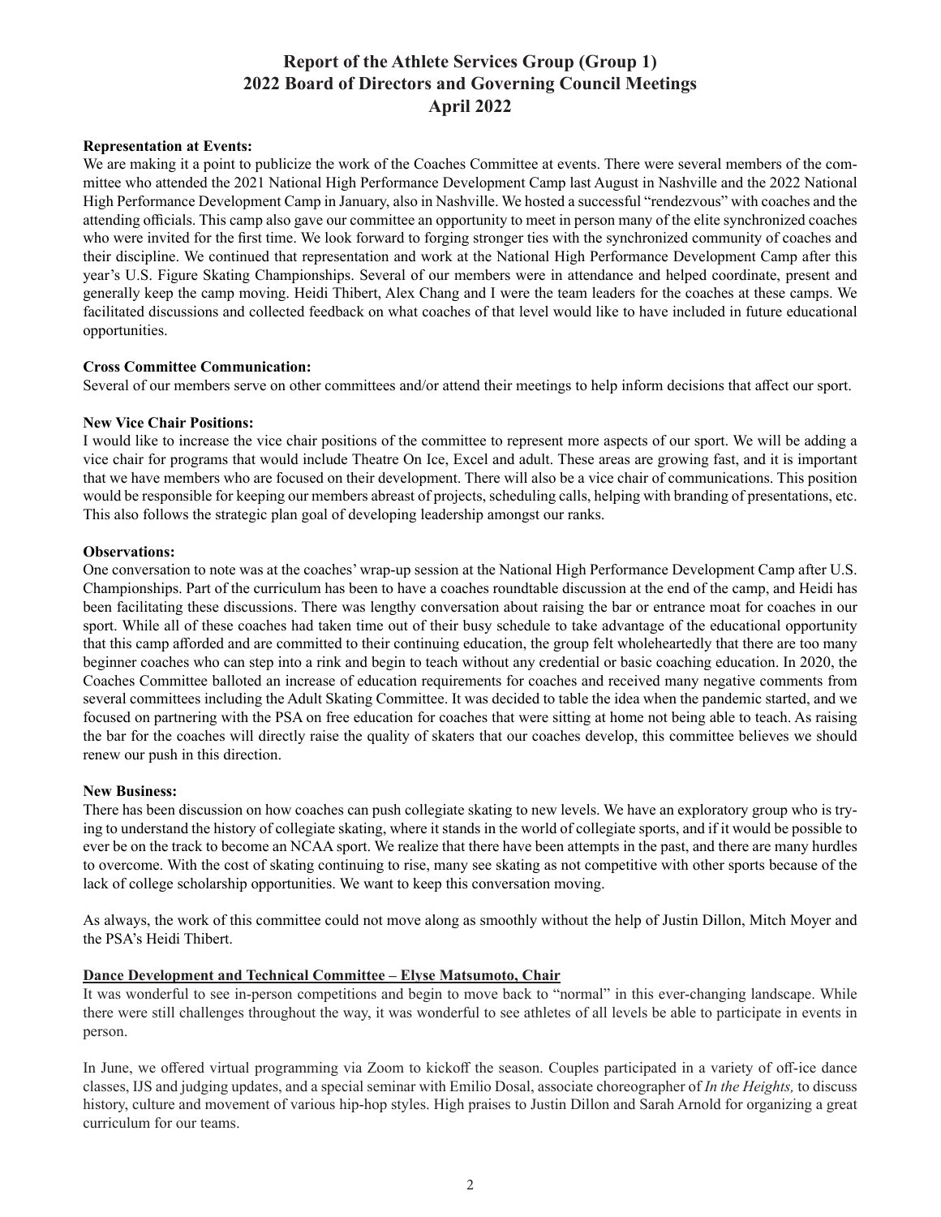# Report of the Athlete Services Group (Group 1)
# 2022 Board of Directors and Governing Council Meetings
# April 2022

**Representation at Events:**

We are making it a point to publicize the work of the Coaches Committee at events. There were several members of the committee who attended the 2021 National High Performance Development Camp last August in Nashville and the 2022 National High Performance Development Camp in January, also in Nashville. We hosted a successful "rendezvous" with coaches and the attending officials. This camp also gave our committee an opportunity to meet in person many of the elite synchronized coaches who were invited for the first time. We look forward to forging stronger ties with the synchronized community of coaches and their discipline. We continued that representation and work at the National High Performance Development Camp after this year's U.S. Figure Skating Championships. Several of our members were in attendance and helped coordinate, present and generally keep the camp moving. Heidi Thibert, Alex Chang and I were the team leaders for the coaches at these camps. We facilitated discussions and collected feedback on what coaches of that level would like to have included in future educational opportunities.

**Cross Committee Communication:**

Several of our members serve on other committees and/or attend their meetings to help inform decisions that affect our sport.

**New Vice Chair Positions:**

I would like to increase the vice chair positions of the committee to represent more aspects of our sport. We will be adding a vice chair for programs that would include Theatre On Ice, Excel and adult. These areas are growing fast, and it is important that we have members who are focused on their development. There will also be a vice chair of communications. This position would be responsible for keeping our members abreast of projects, scheduling calls, helping with branding of presentations, etc. This also follows the strategic plan goal of developing leadership amongst our ranks.

**Observations:**

One conversation to note was at the coaches' wrap-up session at the National High Performance Development Camp after U.S. Championships. Part of the curriculum has been to have a coaches roundtable discussion at the end of the camp, and Heidi has been facilitating these discussions. There was lengthy conversation about raising the bar or entrance moat for coaches in our sport. While all of these coaches had taken time out of their busy schedule to take advantage of the educational opportunity that this camp afforded and are committed to their continuing education, the group felt wholeheartedly that there are too many beginner coaches who can step into a rink and begin to teach without any credential or basic coaching education. In 2020, the Coaches Committee balloted an increase of education requirements for coaches and received many negative comments from several committees including the Adult Skating Committee. It was decided to table the idea when the pandemic started, and we focused on partnering with the PSA on free education for coaches that were sitting at home not being able to teach. As raising the bar for the coaches will directly raise the quality of skaters that our coaches develop, this committee believes we should renew our push in this direction.

**New Business:**

There has been discussion on how coaches can push collegiate skating to new levels. We have an exploratory group who is trying to understand the history of collegiate skating, where it stands in the world of collegiate sports, and if it would be possible to ever be on the track to become an NCAA sport. We realize that there have been attempts in the past, and there are many hurdles to overcome. With the cost of skating continuing to rise, many see skating as not competitive with other sports because of the lack of college scholarship opportunities. We want to keep this conversation moving.

As always, the work of this committee could not move along as smoothly without the help of Justin Dillon, Mitch Moyer and the PSA's Heidi Thibert.

**Dance Development and Technical Committee – Elyse Matsumoto, Chair**

It was wonderful to see in-person competitions and begin to move back to "normal" in this ever-changing landscape. While there were still challenges throughout the way, it was wonderful to see athletes of all levels be able to participate in events in person.

In June, we offered virtual programming via Zoom to kickoff the season. Couples participated in a variety of off-ice dance classes, IJS and judging updates, and a special seminar with Emilio Dosal, associate choreographer of *In the Heights,* to discuss history, culture and movement of various hip-hop styles. High praises to Justin Dillon and Sarah Arnold for organizing a great curriculum for our teams.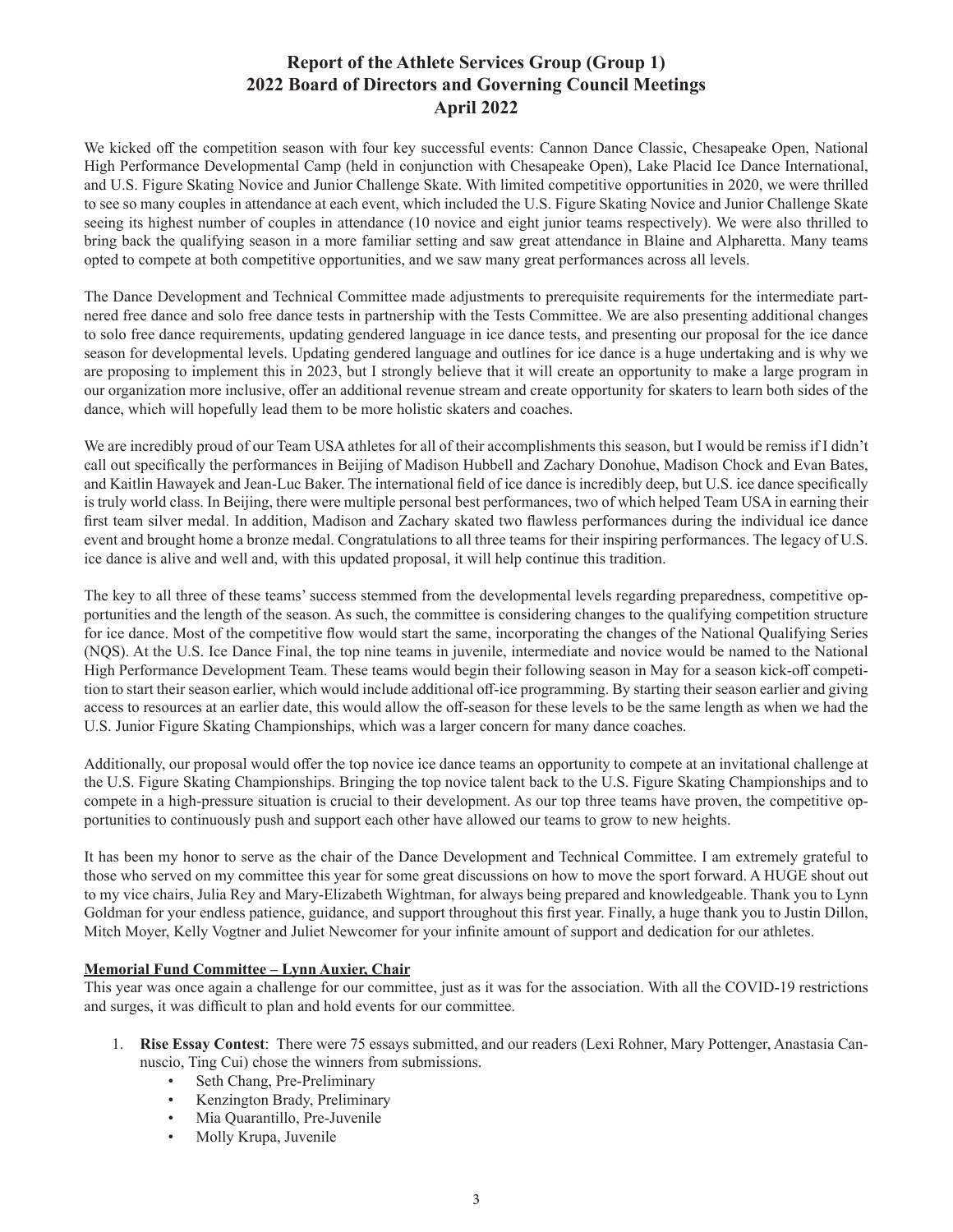# Report of the Athlete Services Group (Group 1)
# 2022 Board of Directors and Governing Council Meetings
# April 2022

We kicked off the competition season with four key successful events: Cannon Dance Classic, Chesapeake Open, National High Performance Developmental Camp (held in conjunction with Chesapeake Open), Lake Placid Ice Dance International, and U.S. Figure Skating Novice and Junior Challenge Skate. With limited competitive opportunities in 2020, we were thrilled to see so many couples in attendance at each event, which included the U.S. Figure Skating Novice and Junior Challenge Skate seeing its highest number of couples in attendance (10 novice and eight junior teams respectively). We were also thrilled to bring back the qualifying season in a more familiar setting and saw great attendance in Blaine and Alpharetta. Many teams opted to compete at both competitive opportunities, and we saw many great performances across all levels.

The Dance Development and Technical Committee made adjustments to prerequisite requirements for the intermediate partnered free dance and solo free dance tests in partnership with the Tests Committee. We are also presenting additional changes to solo free dance requirements, updating gendered language in ice dance tests, and presenting our proposal for the ice dance season for developmental levels. Updating gendered language and outlines for ice dance is a huge undertaking and is why we are proposing to implement this in 2023, but I strongly believe that it will create an opportunity to make a large program in our organization more inclusive, offer an additional revenue stream and create opportunity for skaters to learn both sides of the dance, which will hopefully lead them to be more holistic skaters and coaches.

We are incredibly proud of our Team USA athletes for all of their accomplishments this season, but I would be remiss if I didn't call out specifically the performances in Beijing of Madison Hubbell and Zachary Donohue, Madison Chock and Evan Bates, and Kaitlin Hawayek and Jean-Luc Baker. The international field of ice dance is incredibly deep, but U.S. ice dance specifically is truly world class. In Beijing, there were multiple personal best performances, two of which helped Team USA in earning their first team silver medal. In addition, Madison and Zachary skated two flawless performances during the individual ice dance event and brought home a bronze medal. Congratulations to all three teams for their inspiring performances. The legacy of U.S. ice dance is alive and well and, with this updated proposal, it will help continue this tradition.

The key to all three of these teams' success stemmed from the developmental levels regarding preparedness, competitive opportunities and the length of the season. As such, the committee is considering changes to the qualifying competition structure for ice dance. Most of the competitive flow would start the same, incorporating the changes of the National Qualifying Series (NQS). At the U.S. Ice Dance Final, the top nine teams in juvenile, intermediate and novice would be named to the National High Performance Development Team. These teams would begin their following season in May for a season kick-off competition to start their season earlier, which would include additional off-ice programming. By starting their season earlier and giving access to resources at an earlier date, this would allow the off-season for these levels to be the same length as when we had the U.S. Junior Figure Skating Championships, which was a larger concern for many dance coaches.

Additionally, our proposal would offer the top novice ice dance teams an opportunity to compete at an invitational challenge at the U.S. Figure Skating Championships. Bringing the top novice talent back to the U.S. Figure Skating Championships and to compete in a high-pressure situation is crucial to their development. As our top three teams have proven, the competitive opportunities to continuously push and support each other have allowed our teams to grow to new heights.

It has been my honor to serve as the chair of the Dance Development and Technical Committee. I am extremely grateful to those who served on my committee this year for some great discussions on how to move the sport forward. A HUGE shout out to my vice chairs, Julia Rey and Mary-Elizabeth Wightman, for always being prepared and knowledgeable. Thank you to Lynn Goldman for your endless patience, guidance, and support throughout this first year. Finally, a huge thank you to Justin Dillon, Mitch Moyer, Kelly Vogtner and Juliet Newcomer for your infinite amount of support and dedication for our athletes.

**Memorial Fund Committee – Lynn Auxier, Chair**

This year was once again a challenge for our committee, just as it was for the association. With all the COVID-19 restrictions and surges, it was difficult to plan and hold events for our committee.

1. **Rise Essay Contest**: There were 75 essays submitted, and our readers (Lexi Rohner, Mary Pottenger, Anastasia Cannuscio, Ting Cui) chose the winners from submissions.
    - Seth Chang, Pre-Preliminary
    - Kenzington Brady, Preliminary
    - Mia Quarantillo, Pre-Juvenile
    - Molly Krupa, Juvenile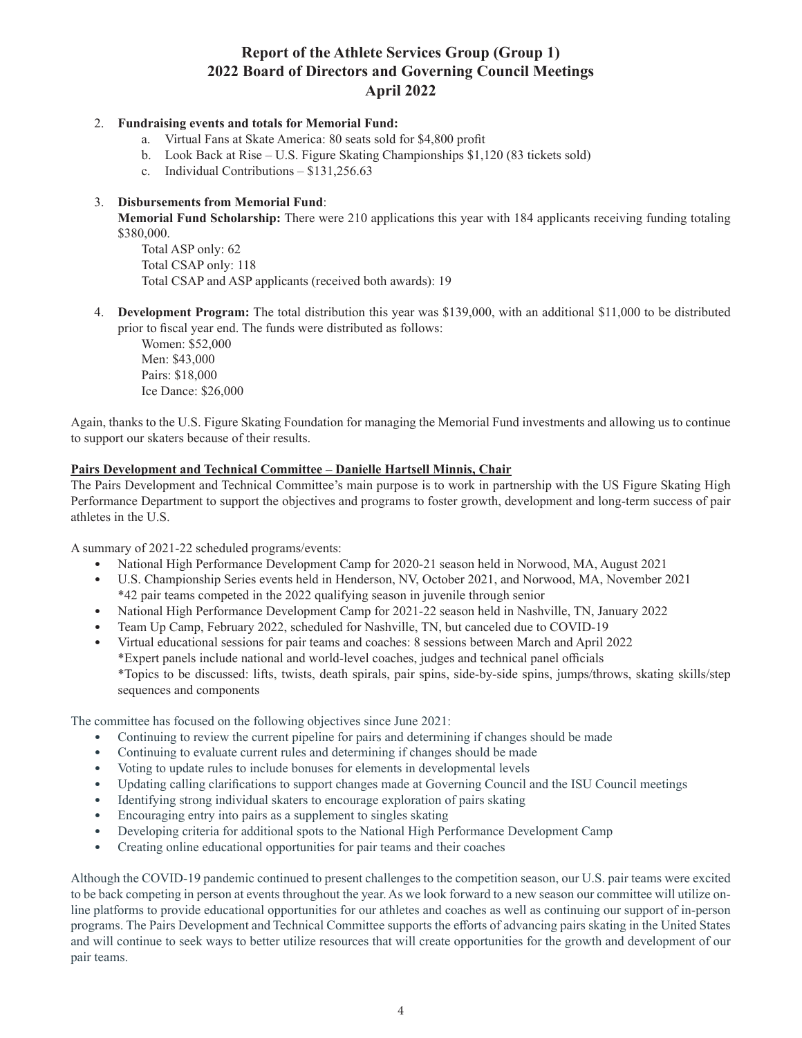# Report of the Athlete Services Group (Group 1)
# 2022 Board of Directors and Governing Council Meetings
# April 2022

2. **Fundraising events and totals for Memorial Fund:**
    a. Virtual Fans at Skate America: 80 seats sold for $4,800 profit
    b. Look Back at Rise – U.S. Figure Skating Championships $1,120 (83 tickets sold)
    c. Individual Contributions – $131,256.63

3. **Disbursements from Memorial Fund**:
   **Memorial Fund Scholarship:** There were 210 applications this year with 184 applicants receiving funding totaling $380,000.
   Total ASP only: 62
   Total CSAP only: 118
   Total CSAP and ASP applicants (received both awards): 19

4. **Development Program:** The total distribution this year was $139,000, with an additional $11,000 to be distributed prior to fiscal year end. The funds were distributed as follows:
   Women: $52,000
   Men: $43,000
   Pairs: $18,000
   Ice Dance: $26,000

Again, thanks to the U.S. Figure Skating Foundation for managing the Memorial Fund investments and allowing us to continue to support our skaters because of their results.

**Pairs Development and Technical Committee – Danielle Hartsell Minnis, Chair**

The Pairs Development and Technical Committee's main purpose is to work in partnership with the US Figure Skating High Performance Department to support the objectives and programs to foster growth, development and long-term success of pair athletes in the U.S.

A summary of 2021-22 scheduled programs/events:

- National High Performance Development Camp for 2020-21 season held in Norwood, MA, August 2021
- U.S. Championship Series events held in Henderson, NV, October 2021, and Norwood, MA, November 2021
  *42 pair teams competed in the 2022 qualifying season in juvenile through senior
- National High Performance Development Camp for 2021-22 season held in Nashville, TN, January 2022
- Team Up Camp, February 2022, scheduled for Nashville, TN, but canceled due to COVID-19
- Virtual educational sessions for pair teams and coaches: 8 sessions between March and April 2022
  *Expert panels include national and world-level coaches, judges and technical panel officials
  *Topics to be discussed: lifts, twists, death spirals, pair spins, side-by-side spins, jumps/throws, skating skills/step sequences and components

The committee has focused on the following objectives since June 2021:

- Continuing to review the current pipeline for pairs and determining if changes should be made
- Continuing to evaluate current rules and determining if changes should be made
- Voting to update rules to include bonuses for elements in developmental levels
- Updating calling clarifications to support changes made at Governing Council and the ISU Council meetings
- Identifying strong individual skaters to encourage exploration of pairs skating
- Encouraging entry into pairs as a supplement to singles skating
- Developing criteria for additional spots to the National High Performance Development Camp
- Creating online educational opportunities for pair teams and their coaches

Although the COVID-19 pandemic continued to present challenges to the competition season, our U.S. pair teams were excited to be back competing in person at events throughout the year. As we look forward to a new season our committee will utilize online platforms to provide educational opportunities for our athletes and coaches as well as continuing our support of in-person programs. The Pairs Development and Technical Committee supports the efforts of advancing pairs skating in the United States and will continue to seek ways to better utilize resources that will create opportunities for the growth and development of our pair teams.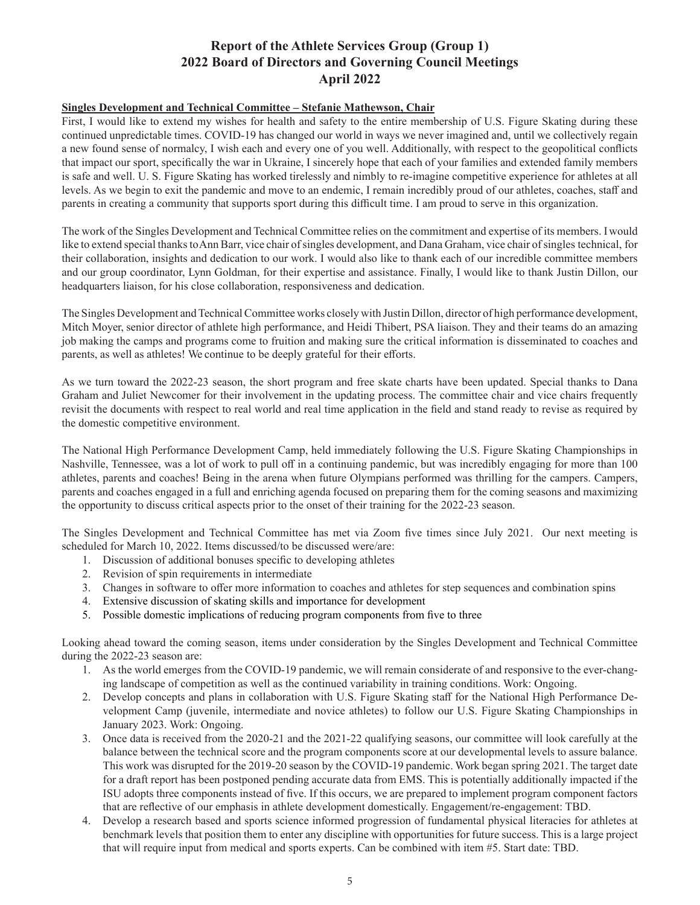# Report of the Athlete Services Group (Group 1)
# 2022 Board of Directors and Governing Council Meetings
# April 2022

**Singles Development and Technical Committee – Stefanie Mathewson, Chair**

First, I would like to extend my wishes for health and safety to the entire membership of U.S. Figure Skating during these continued unpredictable times. COVID-19 has changed our world in ways we never imagined and, until we collectively regain a new found sense of normalcy, I wish each and every one of you well. Additionally, with respect to the geopolitical conflicts that impact our sport, specifically the war in Ukraine, I sincerely hope that each of your families and extended family members is safe and well. U. S. Figure Skating has worked tirelessly and nimbly to re-imagine competitive experience for athletes at all levels. As we begin to exit the pandemic and move to an endemic, I remain incredibly proud of our athletes, coaches, staff and parents in creating a community that supports sport during this difficult time. I am proud to serve in this organization.

The work of the Singles Development and Technical Committee relies on the commitment and expertise of its members. I would like to extend special thanks to Ann Barr, vice chair of singles development, and Dana Graham, vice chair of singles technical, for their collaboration, insights and dedication to our work. I would also like to thank each of our incredible committee members and our group coordinator, Lynn Goldman, for their expertise and assistance. Finally, I would like to thank Justin Dillon, our headquarters liaison, for his close collaboration, responsiveness and dedication.

The Singles Development and Technical Committee works closely with Justin Dillon, director of high performance development, Mitch Moyer, senior director of athlete high performance, and Heidi Thibert, PSA liaison. They and their teams do an amazing job making the camps and programs come to fruition and making sure the critical information is disseminated to coaches and parents, as well as athletes! We continue to be deeply grateful for their efforts.

As we turn toward the 2022-23 season, the short program and free skate charts have been updated. Special thanks to Dana Graham and Juliet Newcomer for their involvement in the updating process. The committee chair and vice chairs frequently revisit the documents with respect to real world and real time application in the field and stand ready to revise as required by the domestic competitive environment.

The National High Performance Development Camp, held immediately following the U.S. Figure Skating Championships in Nashville, Tennessee, was a lot of work to pull off in a continuing pandemic, but was incredibly engaging for more than 100 athletes, parents and coaches! Being in the arena when future Olympians performed was thrilling for the campers. Campers, parents and coaches engaged in a full and enriching agenda focused on preparing them for the coming seasons and maximizing the opportunity to discuss critical aspects prior to the onset of their training for the 2022-23 season.

The Singles Development and Technical Committee has met via Zoom five times since July 2021. Our next meeting is scheduled for March 10, 2022. Items discussed/to be discussed were/are:

1. Discussion of additional bonuses specific to developing athletes
2. Revision of spin requirements in intermediate
3. Changes in software to offer more information to coaches and athletes for step sequences and combination spins
4. Extensive discussion of skating skills and importance for development
5. Possible domestic implications of reducing program components from five to three

Looking ahead toward the coming season, items under consideration by the Singles Development and Technical Committee during the 2022-23 season are:

1. As the world emerges from the COVID-19 pandemic, we will remain considerate of and responsive to the ever-changing landscape of competition as well as the continued variability in training conditions. Work: Ongoing.
2. Develop concepts and plans in collaboration with U.S. Figure Skating staff for the National High Performance Development Camp (juvenile, intermediate and novice athletes) to follow our U.S. Figure Skating Championships in January 2023. Work: Ongoing.
3. Once data is received from the 2020-21 and the 2021-22 qualifying seasons, our committee will look carefully at the balance between the technical score and the program components score at our developmental levels to assure balance. This work was disrupted for the 2019-20 season by the COVID-19 pandemic. Work began spring 2021. The target date for a draft report has been postponed pending accurate data from EMS. This is potentially additionally impacted if the ISU adopts three components instead of five. If this occurs, we are prepared to implement program component factors that are reflective of our emphasis in athlete development domestically. Engagement/re-engagement: TBD.
4. Develop a research based and sports science informed progression of fundamental physical literacies for athletes at benchmark levels that position them to enter any discipline with opportunities for future success. This is a large project that will require input from medical and sports experts. Can be combined with item #5. Start date: TBD.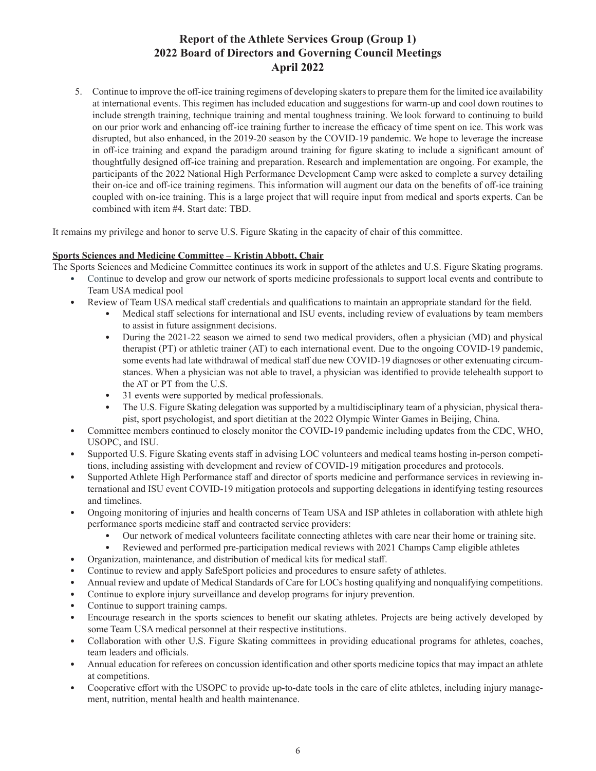5. Continue to improve the off-ice training regimens of developing skaters to prepare them for the limited ice availability at international events. This regimen has included education and suggestions for warm-up and cool down routines to include strength training, technique training and mental toughness training. We look forward to continuing to build on our prior work and enhancing off-ice training further to increase the efficacy of time spent on ice. This work was disrupted, but also enhanced, in the 2019-20 season by the COVID-19 pandemic. We hope to leverage the increase in off-ice training and expand the paradigm around training for figure skating to include a significant amount of thoughtfully designed off-ice training and preparation. Research and implementation are ongoing. For example, the participants of the 2022 National High Performance Development Camp were asked to complete a survey detailing their on-ice and off-ice training regimens. This information will augment our data on the benefits of off-ice training coupled with on-ice training. This is a large project that will require input from medical and sports experts. Can be combined with item #4. Start date: TBD.

It remains my privilege and honor to serve U.S. Figure Skating in the capacity of chair of this committee.

**Sports Sciences and Medicine Committee – Kristin Abbott, Chair**

The Sports Sciences and Medicine Committee continues its work in support of the athletes and U.S. Figure Skating programs.

- Continue to develop and grow our network of sports medicine professionals to support local events and contribute to Team USA medical pool
- Review of Team USA medical staff credentials and qualifications to maintain an appropriate standard for the field.
  - Medical staff selections for international and ISU events, including review of evaluations by team members to assist in future assignment decisions.
  - During the 2021-22 season we aimed to send two medical providers, often a physician (MD) and physical therapist (PT) or athletic trainer (AT) to each international event. Due to the ongoing COVID-19 pandemic, some events had late withdrawal of medical staff due new COVID-19 diagnoses or other extenuating circumstances. When a physician was not able to travel, a physician was identified to provide telehealth support to the AT or PT from the U.S.
  - 31 events were supported by medical professionals.
  - The U.S. Figure Skating delegation was supported by a multidisciplinary team of a physician, physical therapist, sport psychologist, and sport dietitian at the 2022 Olympic Winter Games in Beijing, China.
- Committee members continued to closely monitor the COVID-19 pandemic including updates from the CDC, WHO, USOPC, and ISU.
- Supported U.S. Figure Skating events staff in advising LOC volunteers and medical teams hosting in-person competitions, including assisting with development and review of COVID-19 mitigation procedures and protocols.
- Supported Athlete High Performance staff and director of sports medicine and performance services in reviewing international and ISU event COVID-19 mitigation protocols and supporting delegations in identifying testing resources and timelines.
- Ongoing monitoring of injuries and health concerns of Team USA and ISP athletes in collaboration with athlete high performance sports medicine staff and contracted service providers:
  - Our network of medical volunteers facilitate connecting athletes with care near their home or training site.
  - Reviewed and performed pre-participation medical reviews with 2021 Champs Camp eligible athletes
- Organization, maintenance, and distribution of medical kits for medical staff.
- Continue to review and apply SafeSport policies and procedures to ensure safety of athletes.
- Annual review and update of Medical Standards of Care for LOCs hosting qualifying and nonqualifying competitions.
- Continue to explore injury surveillance and develop programs for injury prevention.
- Continue to support training camps.
- Encourage research in the sports sciences to benefit our skating athletes. Projects are being actively developed by some Team USA medical personnel at their respective institutions.
- Collaboration with other U.S. Figure Skating committees in providing educational programs for athletes, coaches, team leaders and officials.
- Annual education for referees on concussion identification and other sports medicine topics that may impact an athlete at competitions.
- Cooperative effort with the USOPC to provide up-to-date tools in the care of elite athletes, including injury management, nutrition, mental health and health maintenance.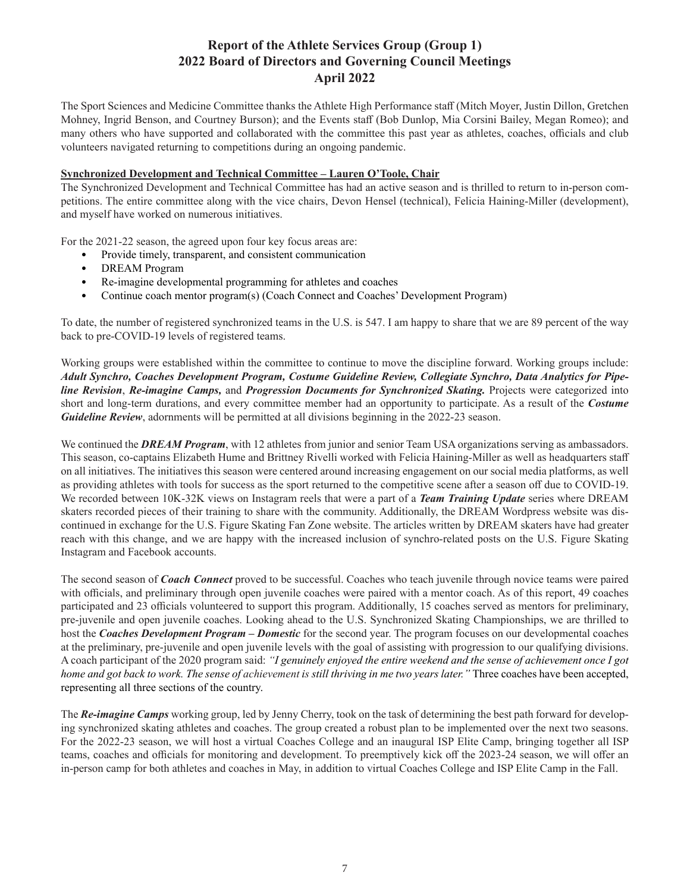# Report of the Athlete Services Group (Group 1)
# 2022 Board of Directors and Governing Council Meetings
# April 2022

The Sport Sciences and Medicine Committee thanks the Athlete High Performance staff (Mitch Moyer, Justin Dillon, Gretchen Mohney, Ingrid Benson, and Courtney Burson); and the Events staff (Bob Dunlop, Mia Corsini Bailey, Megan Romeo); and many others who have supported and collaborated with the committee this past year as athletes, coaches, officials and club volunteers navigated returning to competitions during an ongoing pandemic.

**Synchronized Development and Technical Committee – Lauren O'Toole, Chair**

The Synchronized Development and Technical Committee has had an active season and is thrilled to return to in-person competitions. The entire committee along with the vice chairs, Devon Hensel (technical), Felicia Haining-Miller (development), and myself have worked on numerous initiatives.

For the 2021-22 season, the agreed upon four key focus areas are:

- Provide timely, transparent, and consistent communication
- DREAM Program
- Re-imagine developmental programming for athletes and coaches
- Continue coach mentor program(s) (Coach Connect and Coaches' Development Program)

To date, the number of registered synchronized teams in the U.S. is 547. I am happy to share that we are 89 percent of the way back to pre-COVID-19 levels of registered teams.

Working groups were established within the committee to continue to move the discipline forward. Working groups include: ***Adult Synchro, Coaches Development Program, Costume Guideline Review, Collegiate Synchro, Data Analytics for Pipeline Revision***, ***Re-imagine Camps,*** and ***Progression Documents for Synchronized Skating.*** Projects were categorized into short and long-term durations, and every committee member had an opportunity to participate. As a result of the ***Costume Guideline Review***, adornments will be permitted at all divisions beginning in the 2022-23 season.

We continued the ***DREAM Program***, with 12 athletes from junior and senior Team USA organizations serving as ambassadors. This season, co-captains Elizabeth Hume and Brittney Rivelli worked with Felicia Haining-Miller as well as headquarters staff on all initiatives. The initiatives this season were centered around increasing engagement on our social media platforms, as well as providing athletes with tools for success as the sport returned to the competitive scene after a season off due to COVID-19. We recorded between 10K-32K views on Instagram reels that were a part of a ***Team Training Update*** series where DREAM skaters recorded pieces of their training to share with the community. Additionally, the DREAM Wordpress website was discontinued in exchange for the U.S. Figure Skating Fan Zone website. The articles written by DREAM skaters have had greater reach with this change, and we are happy with the increased inclusion of synchro-related posts on the U.S. Figure Skating Instagram and Facebook accounts.

The second season of ***Coach Connect*** proved to be successful. Coaches who teach juvenile through novice teams were paired with officials, and preliminary through open juvenile coaches were paired with a mentor coach. As of this report, 49 coaches participated and 23 officials volunteered to support this program. Additionally, 15 coaches served as mentors for preliminary, pre-juvenile and open juvenile coaches. Looking ahead to the U.S. Synchronized Skating Championships, we are thrilled to host the ***Coaches Development Program – Domestic*** for the second year. The program focuses on our developmental coaches at the preliminary, pre-juvenile and open juvenile levels with the goal of assisting with progression to our qualifying divisions. A coach participant of the 2020 program said: *"I genuinely enjoyed the entire weekend and the sense of achievement once I got home and got back to work. The sense of achievement is still thriving in me two years later."* Three coaches have been accepted, representing all three sections of the country.

The ***Re-imagine Camps*** working group, led by Jenny Cherry, took on the task of determining the best path forward for developing synchronized skating athletes and coaches. The group created a robust plan to be implemented over the next two seasons. For the 2022-23 season, we will host a virtual Coaches College and an inaugural ISP Elite Camp, bringing together all ISP teams, coaches and officials for monitoring and development. To preemptively kick off the 2023-24 season, we will offer an in-person camp for both athletes and coaches in May, in addition to virtual Coaches College and ISP Elite Camp in the Fall.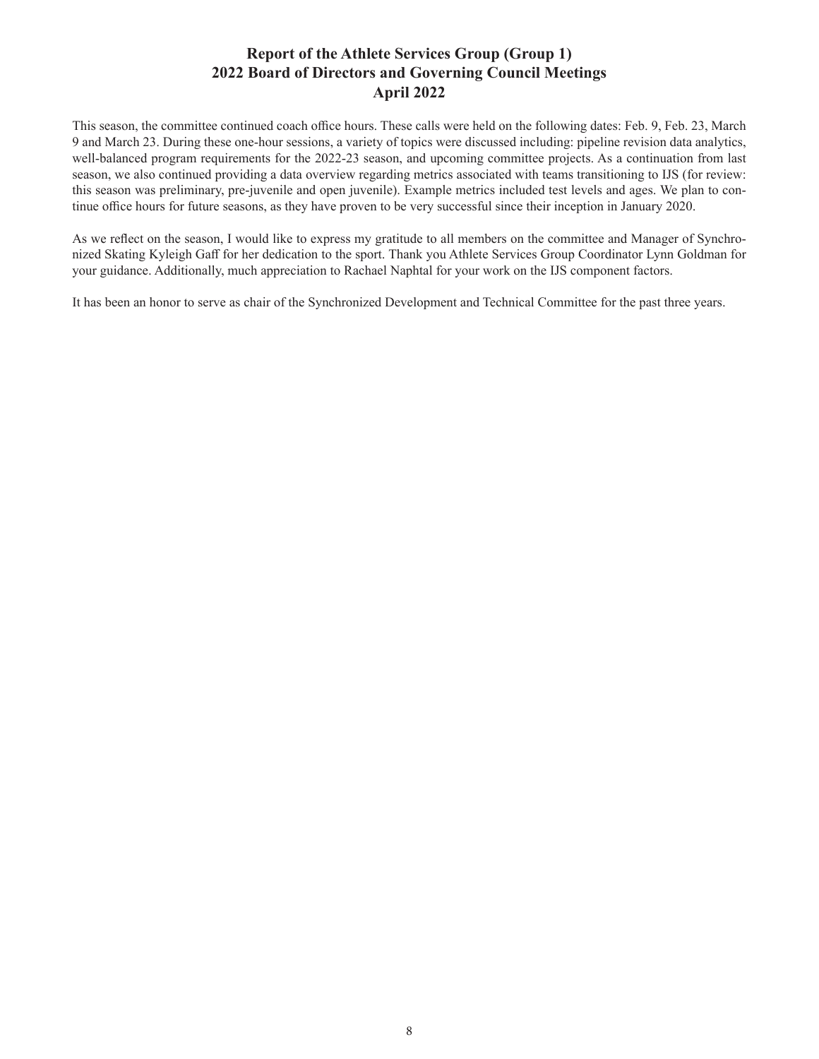# Report of the Athlete Services Group (Group 1)
# 2022 Board of Directors and Governing Council Meetings
# April 2022

This season, the committee continued coach office hours. These calls were held on the following dates: Feb. 9, Feb. 23, March 9 and March 23. During these one-hour sessions, a variety of topics were discussed including: pipeline revision data analytics, well-balanced program requirements for the 2022-23 season, and upcoming committee projects. As a continuation from last season, we also continued providing a data overview regarding metrics associated with teams transitioning to IJS (for review: this season was preliminary, pre-juvenile and open juvenile). Example metrics included test levels and ages. We plan to continue office hours for future seasons, as they have proven to be very successful since their inception in January 2020.

As we reflect on the season, I would like to express my gratitude to all members on the committee and Manager of Synchronized Skating Kyleigh Gaff for her dedication to the sport. Thank you Athlete Services Group Coordinator Lynn Goldman for your guidance. Additionally, much appreciation to Rachael Naphtal for your work on the IJS component factors.

It has been an honor to serve as chair of the Synchronized Development and Technical Committee for the past three years.